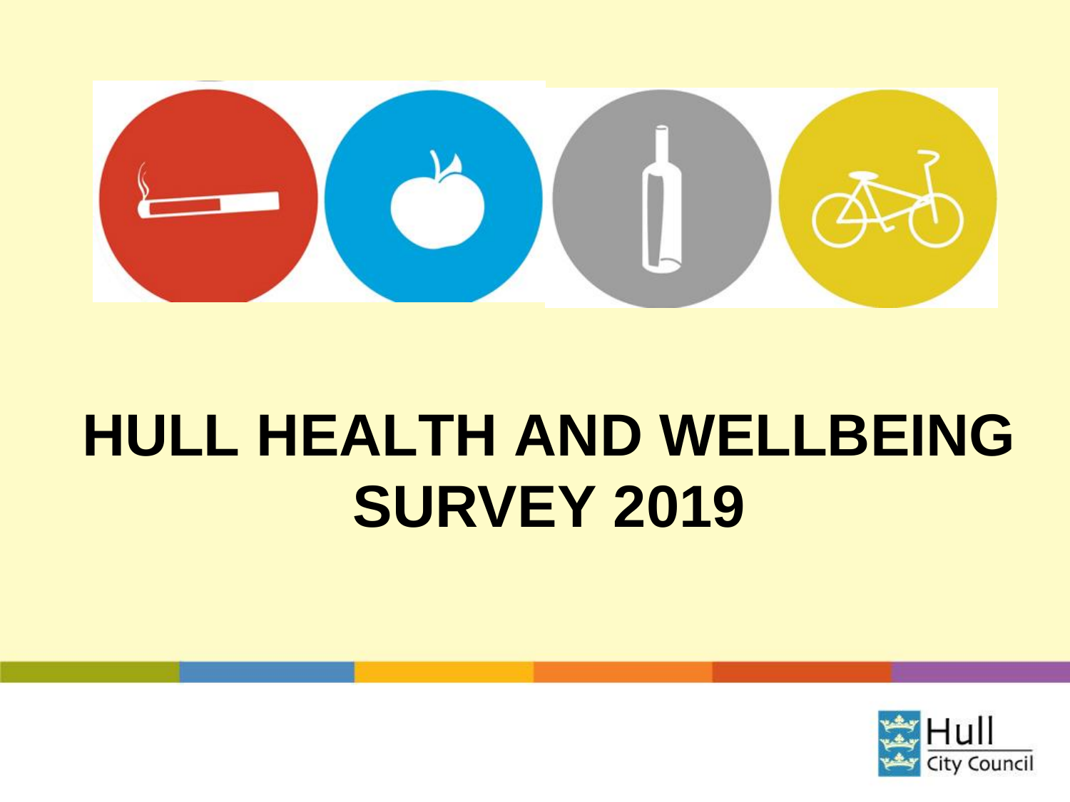# HULL HEALTH AND WELLBEING SURVEY 2019

Hull City Council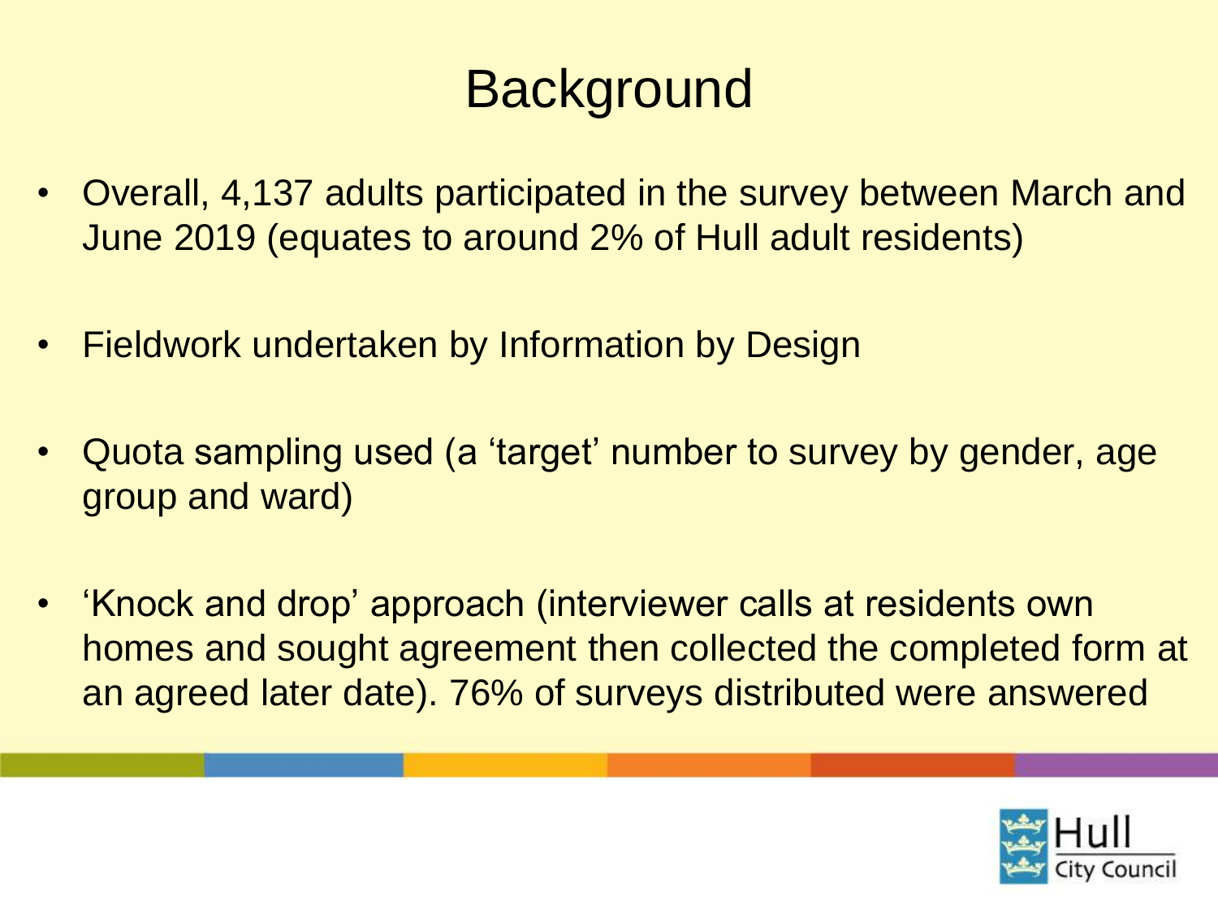# Background

- Overall, 4,137 adults participated in the survey between March and June 2019 (equates to around 2% of Hull adult residents)
- Fieldwork undertaken by Information by Design
- Quota sampling used (a 'target' number to survey by gender, age group and ward)
- 'Knock and drop' approach (interviewer calls at residents own homes and sought agreement then collected the completed form at an agreed later date). 76% of surveys distributed were answered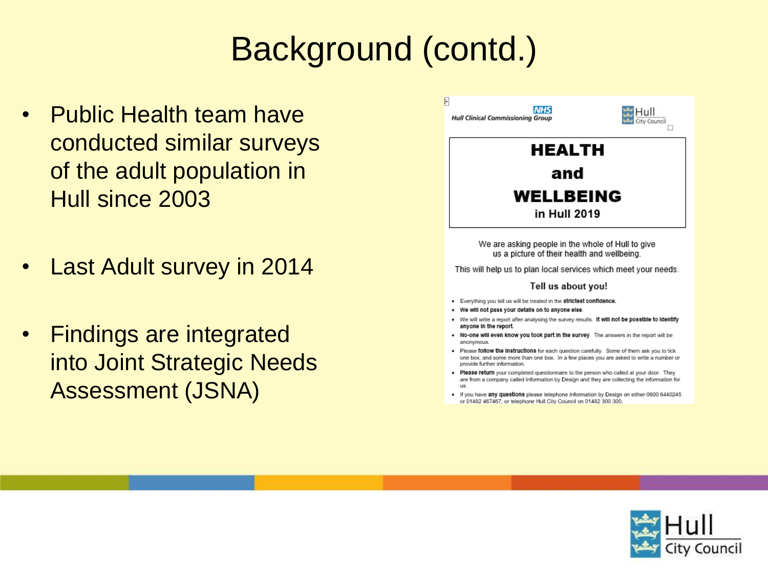# Background (contd.)

- Public Health team have conducted similar surveys of the adult population in Hull since 2003
- Last Adult survey in 2014
- Findings are integrated into Joint Strategic Needs Assessment (JSNA)

NHS Hull Clinical Commissioning Group

Hull City Council

**HEALTH**

**and**

**WELLBEING**

**in Hull 2019**

We are asking people in the whole of Hull to give us a picture of their health and wellbeing.

This will help us to plan local services which meet your needs.

**Tell us about you!**

- Everything you tell us will be treated in the **strictest confidence**.
- **We will not pass your details on to anyone else.**
- We will write a report after analysing the survey results. **It will not be possible to identify anyone in the report.**
- **No-one will even know you took part in the survey.** The answers in the report will be anonymous.
- Please **follow the instructions** for each question carefully. Some of them ask you to tick one box, and some more than one box. In a few places you are asked to write a number or provide further information.
- **Please return** your completed questionnaire to the person who called at your door. They are from a company called Information by Design and they are collecting the information for us.
- If you have **any questions** please telephone Information by Design on either 0800 6440245 or 01482 467467, or telephone Hull City Council on 01482 300 300.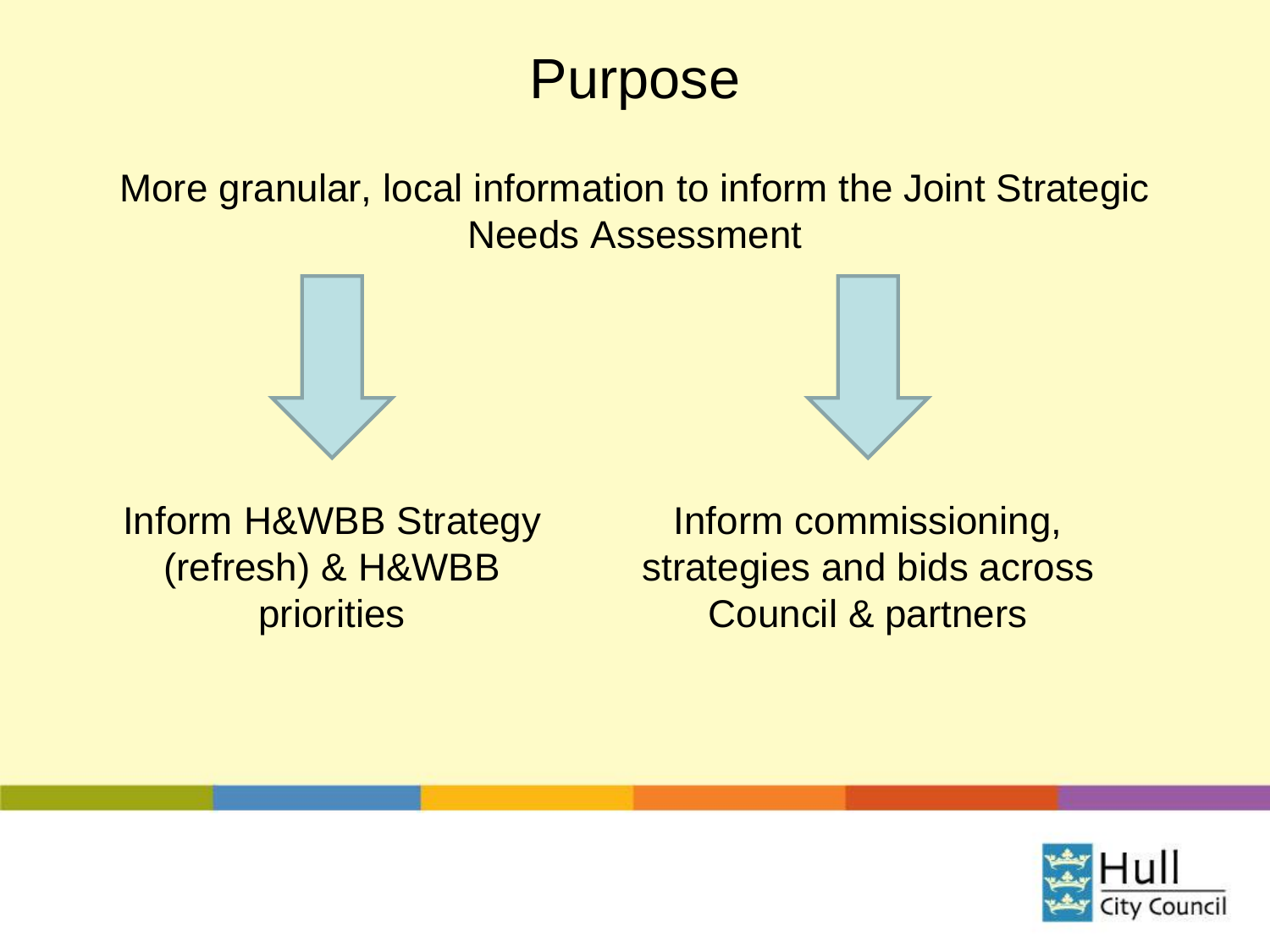# Purpose

More granular, local information to inform the Joint Strategic Needs Assessment

Inform H&WBB Strategy (refresh) & H&WBB priorities

Inform commissioning, strategies and bids across Council & partners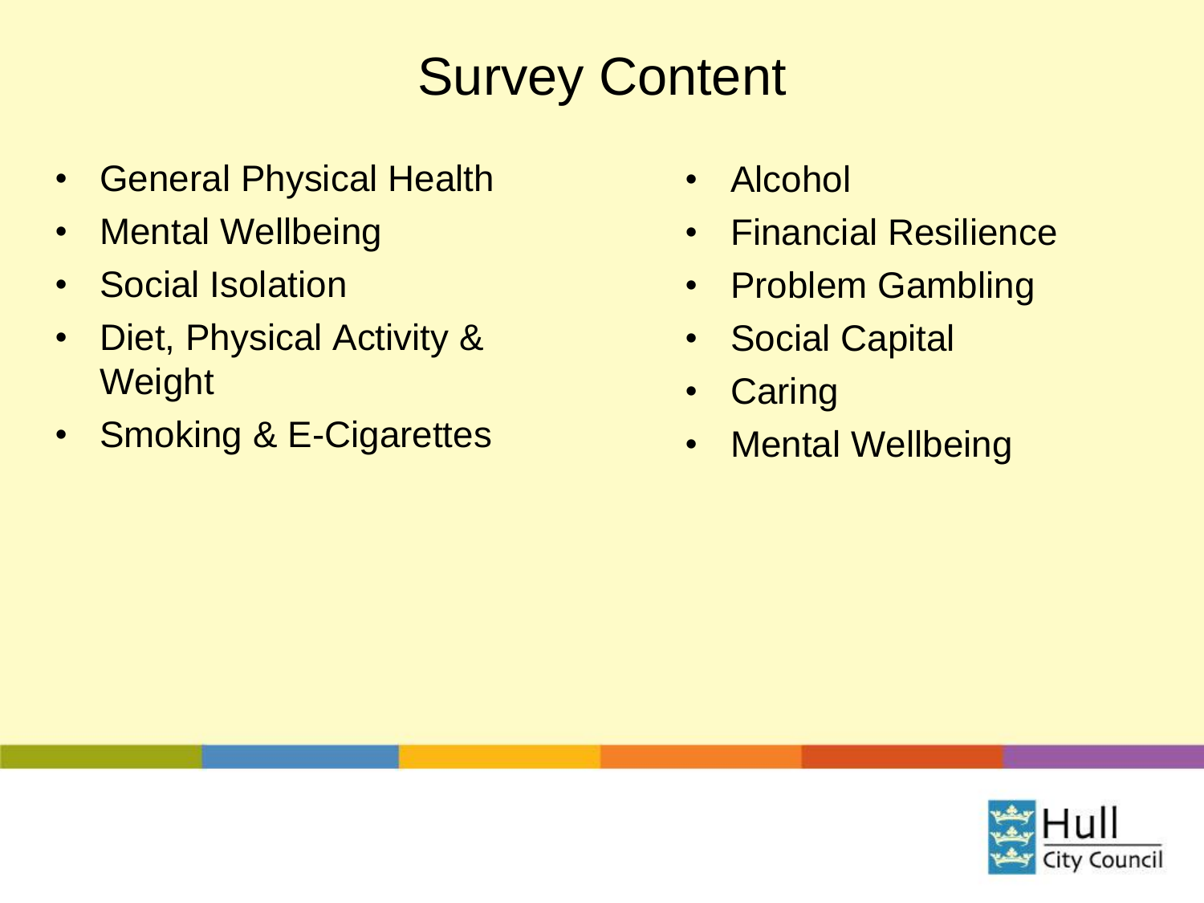# Survey Content

- General Physical Health
- Mental Wellbeing
- Social Isolation
- Diet, Physical Activity & Weight
- Smoking & E-Cigarettes
- Alcohol
- Financial Resilience
- Problem Gambling
- Social Capital
- Caring
- Mental Wellbeing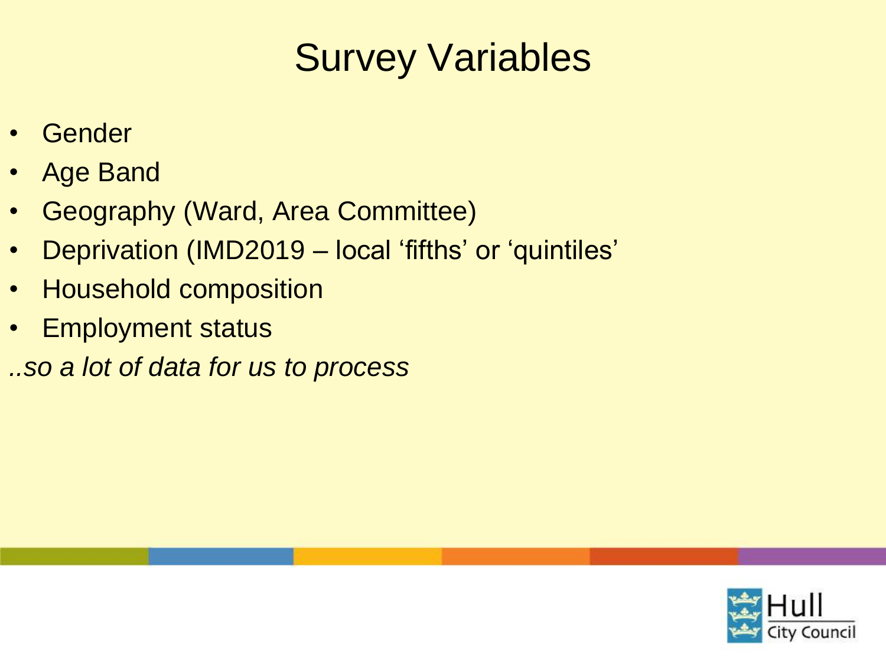# Survey Variables

- Gender
- Age Band
- Geography (Ward, Area Committee)
- Deprivation (IMD2019 – local 'fifths' or 'quintiles'
- Household composition
- Employment status

*..so a lot of data for us to process*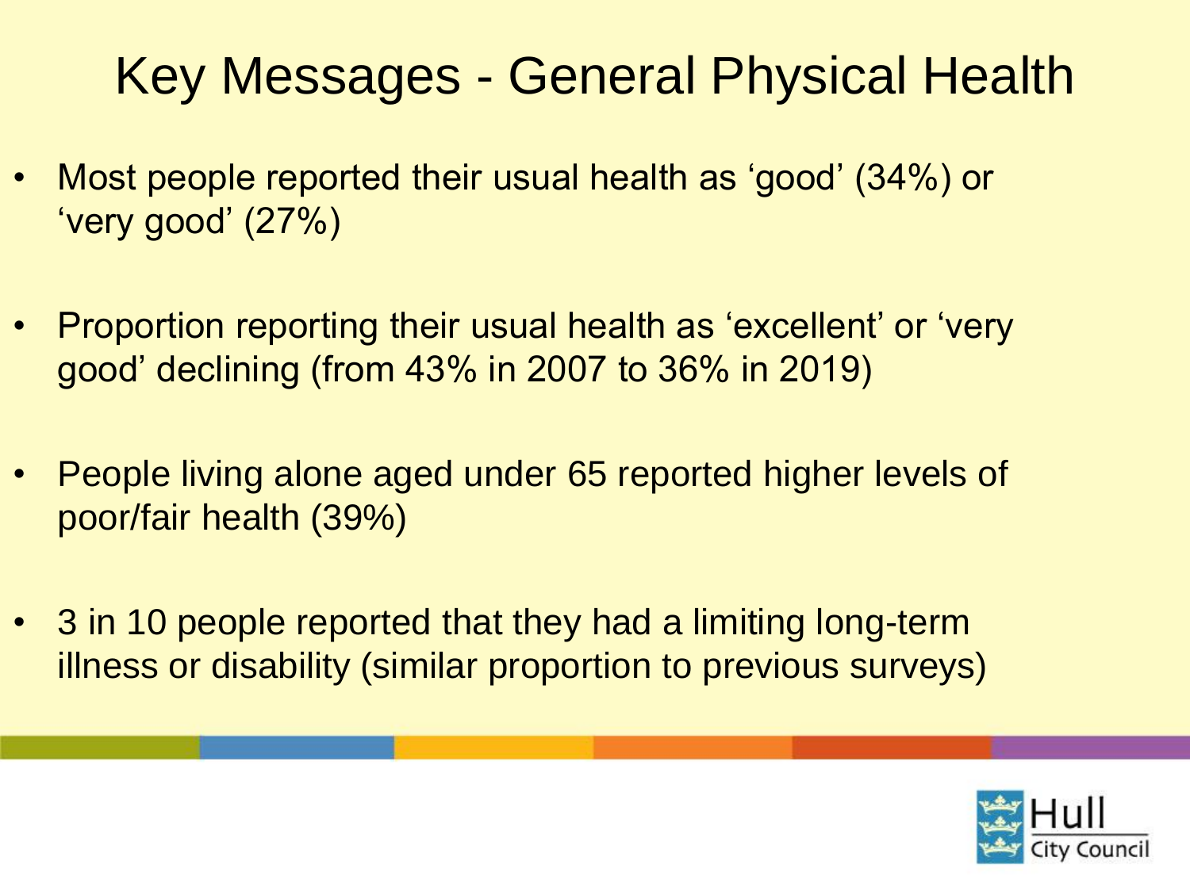# Key Messages - General Physical Health

- Most people reported their usual health as 'good' (34%) or 'very good' (27%)
- Proportion reporting their usual health as 'excellent' or 'very good' declining (from 43% in 2007 to 36% in 2019)
- People living alone aged under 65 reported higher levels of poor/fair health (39%)
- 3 in 10 people reported that they had a limiting long-term illness or disability (similar proportion to previous surveys)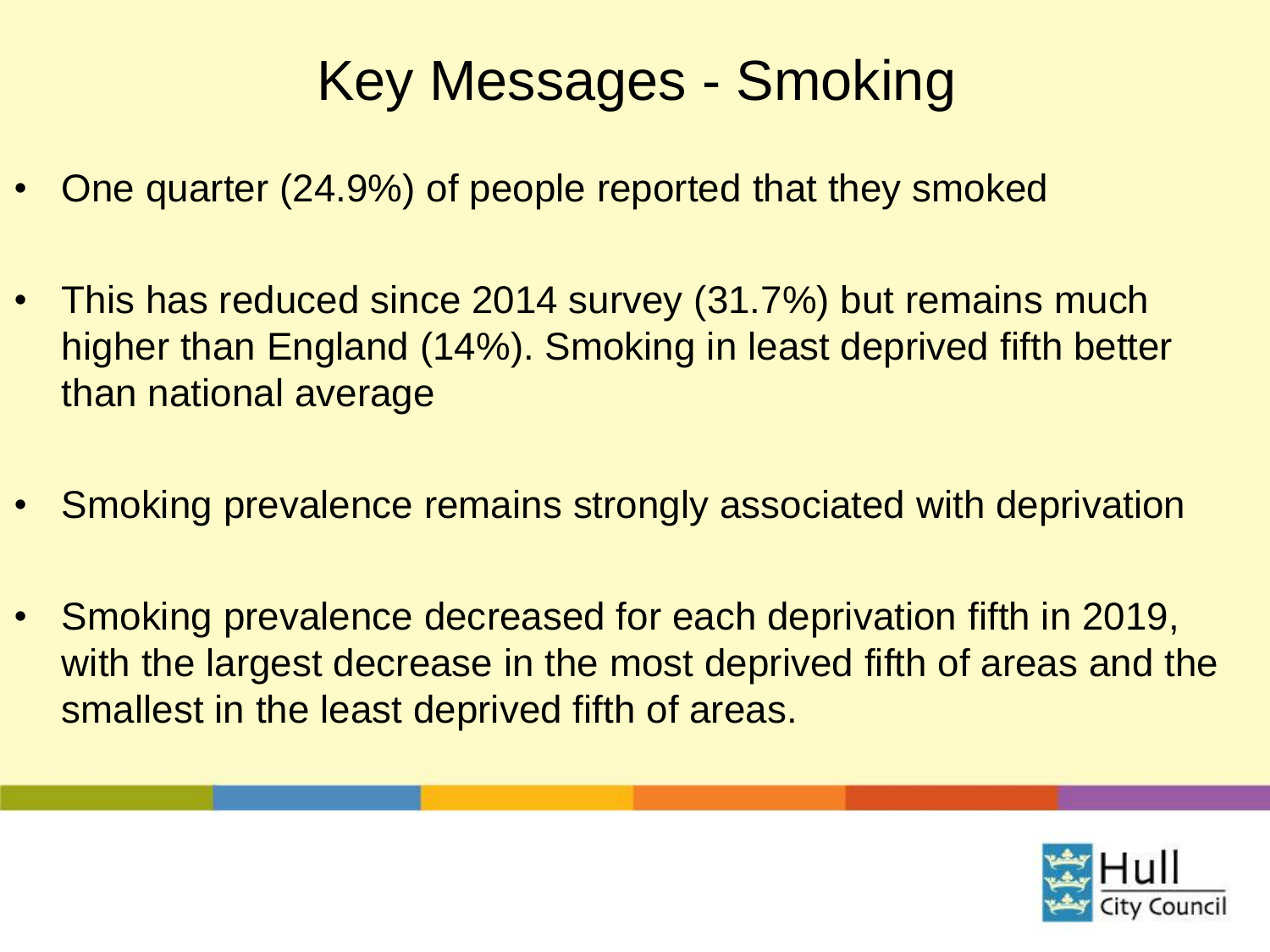# Key Messages - Smoking

- One quarter (24.9%) of people reported that they smoked
- This has reduced since 2014 survey (31.7%) but remains much higher than England (14%). Smoking in least deprived fifth better than national average
- Smoking prevalence remains strongly associated with deprivation
- Smoking prevalence decreased for each deprivation fifth in 2019, with the largest decrease in the most deprived fifth of areas and the smallest in the least deprived fifth of areas.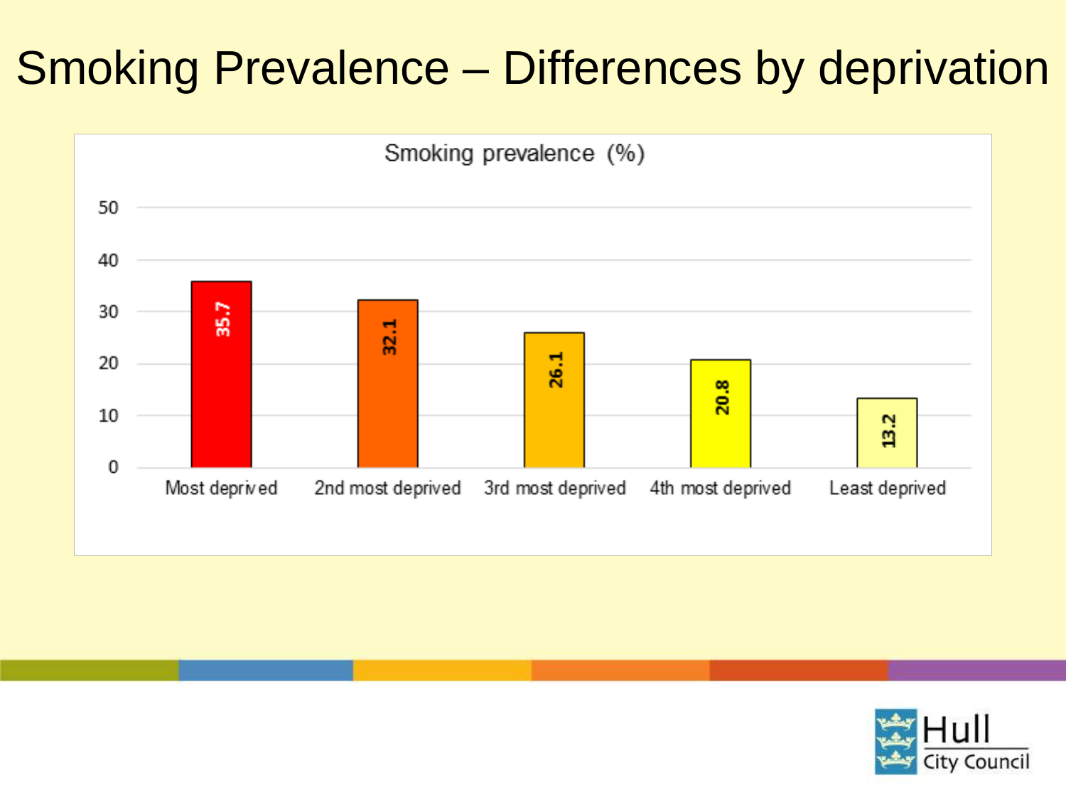# Smoking Prevalence – Differences by deprivation

Smoking prevalence (%)

| Deprivation | Smoking prevalence (%) |
| --- | --- |
| Most deprived | 35.7 |
| 2nd most deprived | 32.1 |
| 3rd most deprived | 26.1 |
| 4th most deprived | 20.8 |
| Least deprived | 13.2 |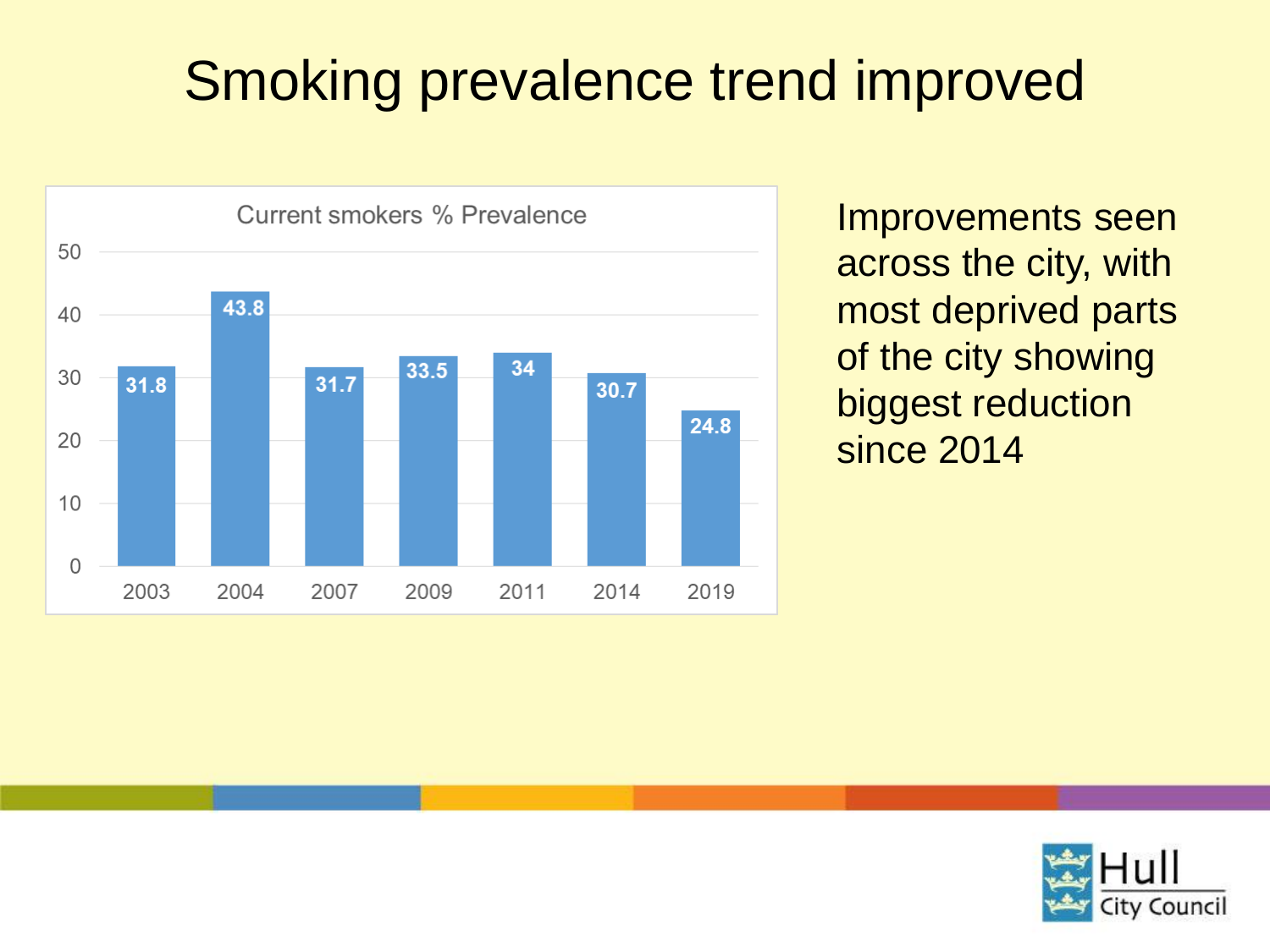# Smoking prevalence trend improved

Current smokers % Prevalence

| Year | % Prevalence |
|---|---|
| 2003 | 31.8 |
| 2004 | 43.8 |
| 2007 | 31.7 |
| 2009 | 33.5 |
| 2011 | 34 |
| 2014 | 30.7 |
| 2019 | 24.8 |

Improvements seen across the city, with most deprived parts of the city showing biggest reduction since 2014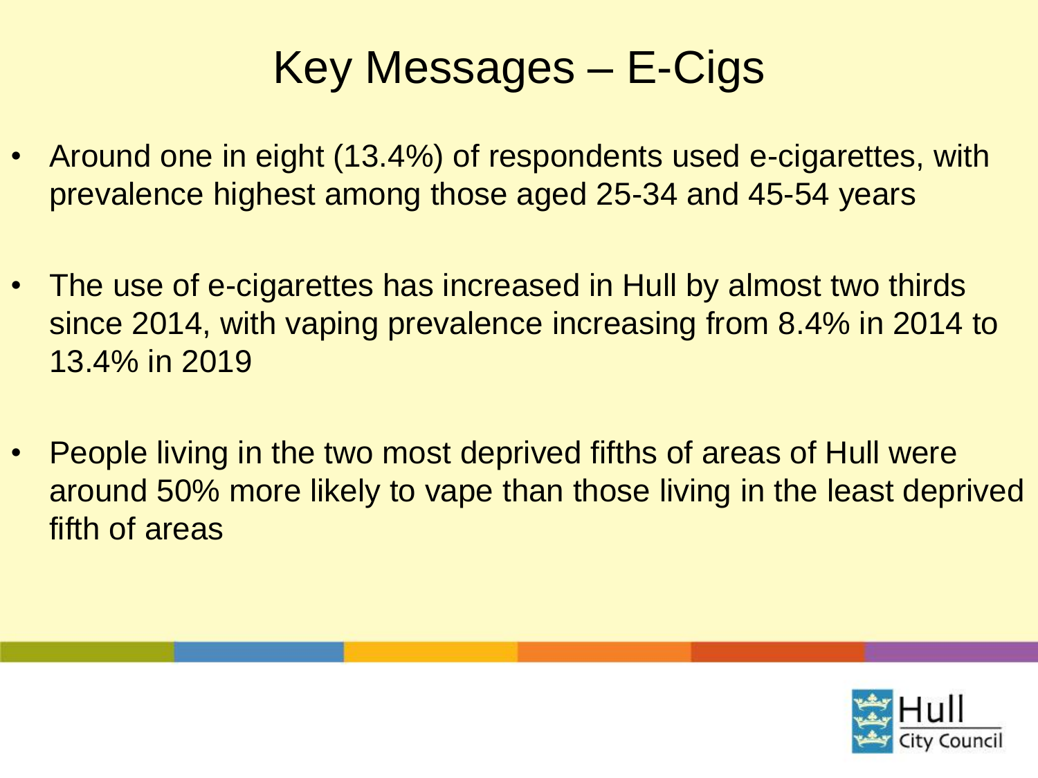# Key Messages – E-Cigs

- Around one in eight (13.4%) of respondents used e-cigarettes, with prevalence highest among those aged 25-34 and 45-54 years

- The use of e-cigarettes has increased in Hull by almost two thirds since 2014, with vaping prevalence increasing from 8.4% in 2014 to 13.4% in 2019

- People living in the two most deprived fifths of areas of Hull were around 50% more likely to vape than those living in the least deprived fifth of areas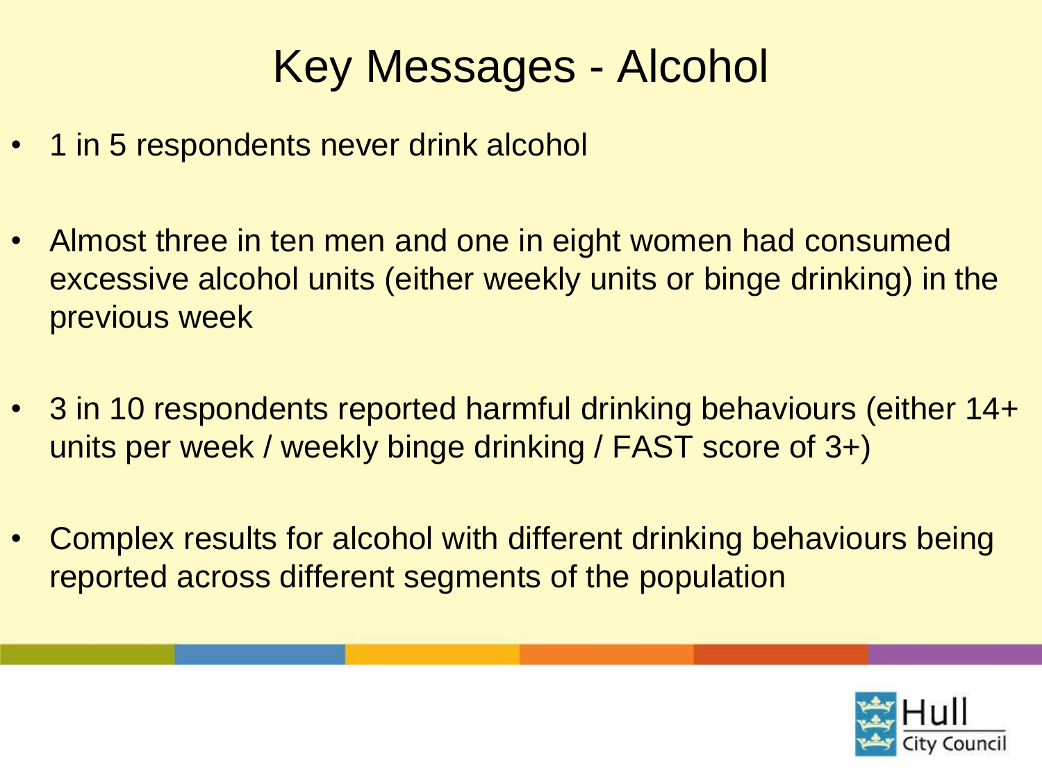# Key Messages - Alcohol

- 1 in 5 respondents never drink alcohol
- Almost three in ten men and one in eight women had consumed excessive alcohol units (either weekly units or binge drinking) in the previous week
- 3 in 10 respondents reported harmful drinking behaviours (either 14+ units per week / weekly binge drinking / FAST score of 3+)
- Complex results for alcohol with different drinking behaviours being reported across different segments of the population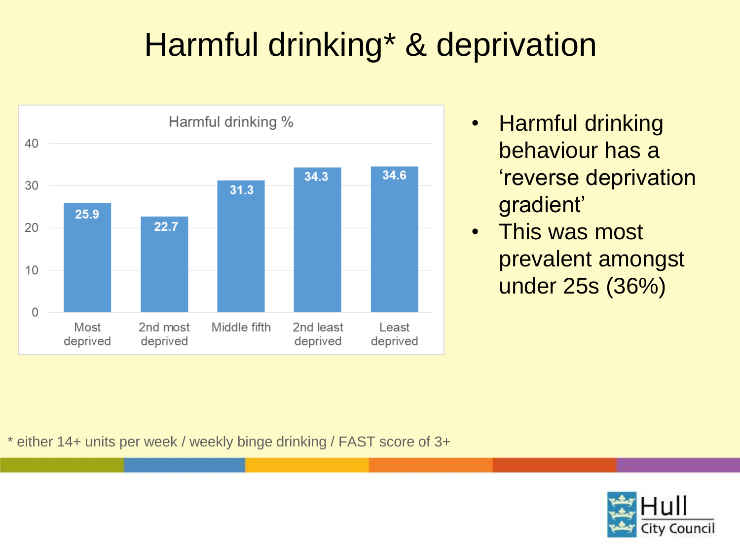# Harmful drinking* & deprivation

**Harmful drinking %**

| | Most deprived | 2nd most deprived | Middle fifth | 2nd least deprived | Least deprived |
|---|---|---|---|---|---|
| Harmful drinking % | 25.9 | 22.7 | 31.3 | 34.3 | 34.6 |

- Harmful drinking behaviour has a 'reverse deprivation gradient'
- This was most prevalent amongst under 25s (36%)

* either 14+ units per week / weekly binge drinking / FAST score of 3+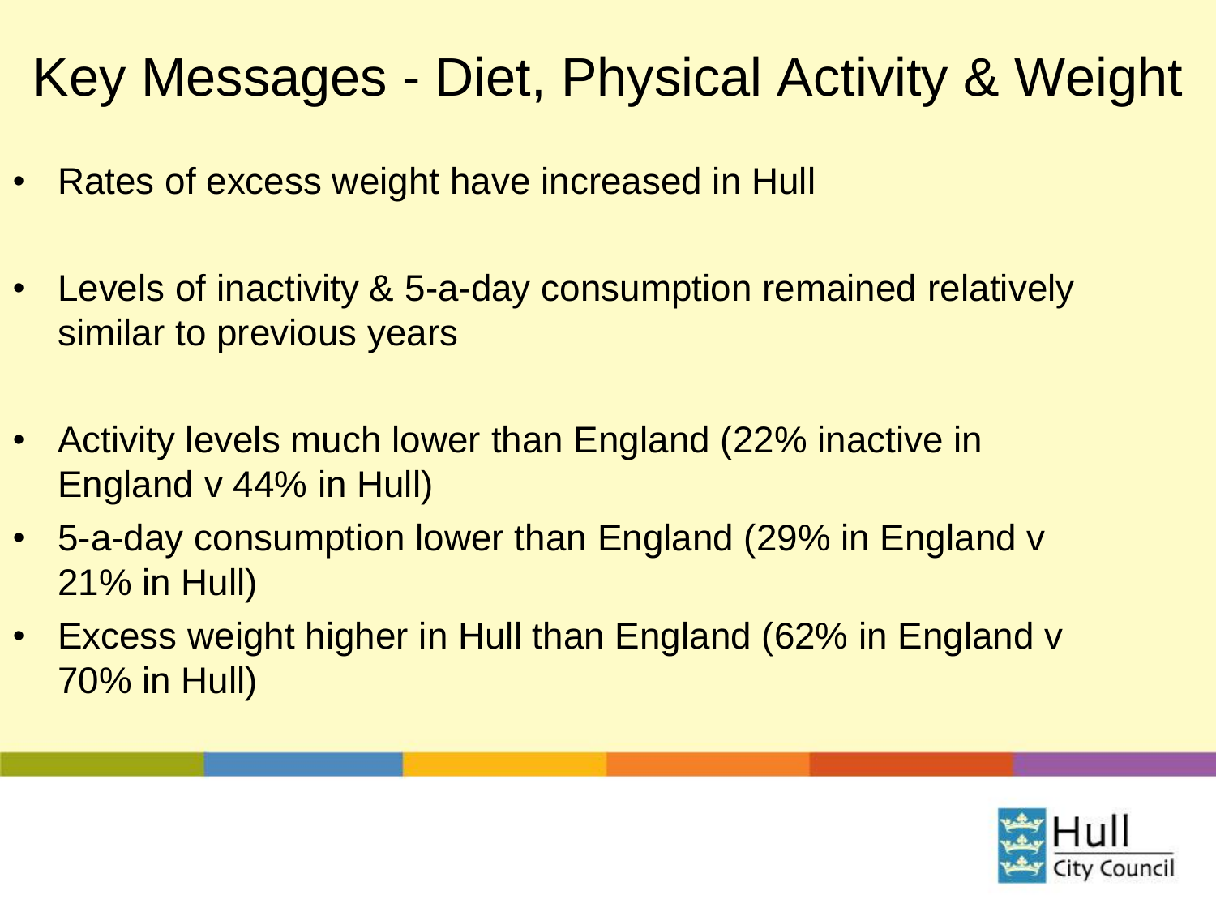# Key Messages - Diet, Physical Activity & Weight

- Rates of excess weight have increased in Hull
- Levels of inactivity & 5-a-day consumption remained relatively similar to previous years
- Activity levels much lower than England (22% inactive in England v 44% in Hull)
- 5-a-day consumption lower than England (29% in England v 21% in Hull)
- Excess weight higher in Hull than England (62% in England v 70% in Hull)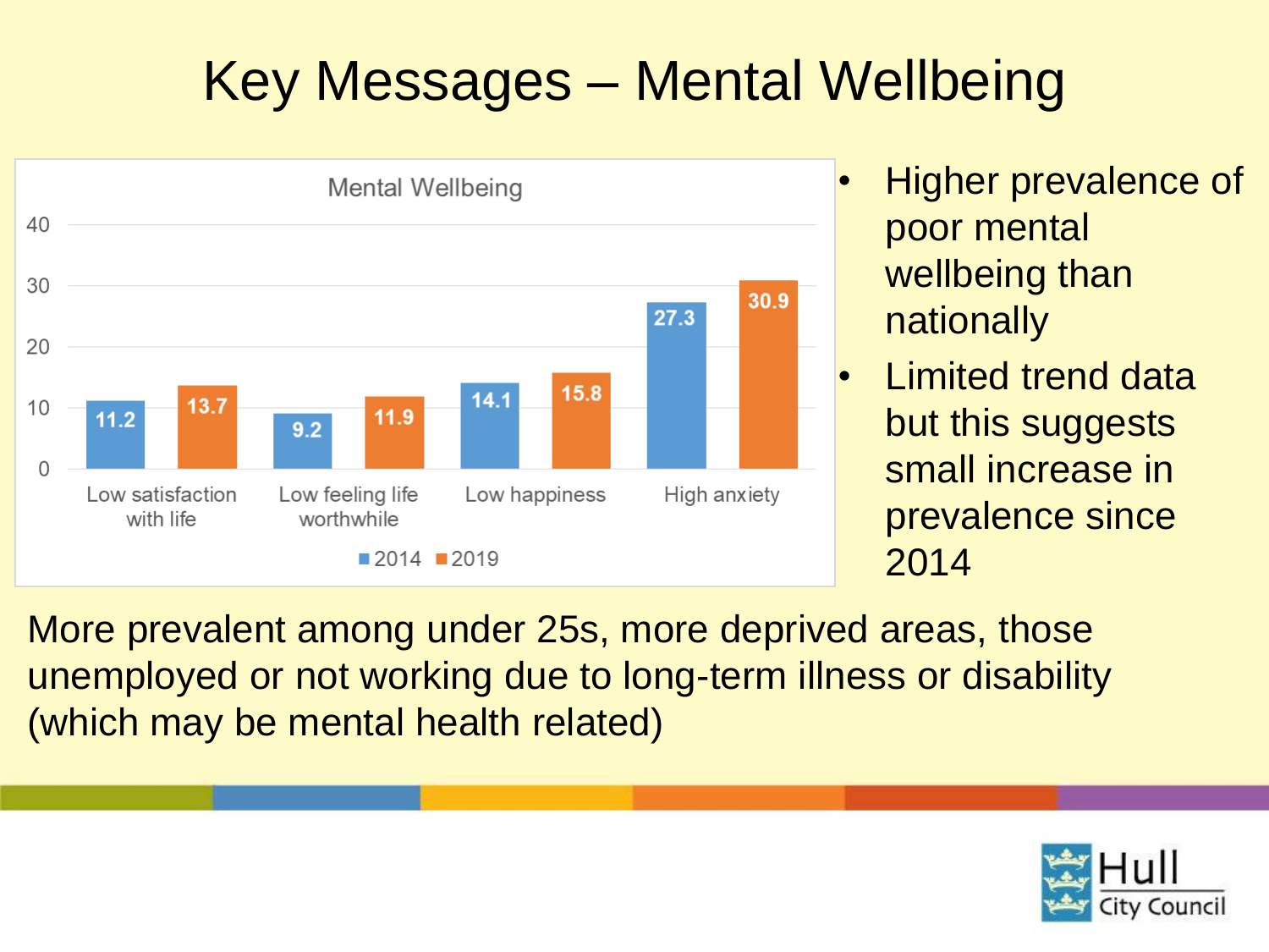# Key Messages – Mental Wellbeing

**Mental Wellbeing**

| | 2014 | 2019 |
|---|---|---|
| Low satisfaction with life | 11.2 | 13.7 |
| Low feeling life worthwhile | 9.2 | 11.9 |
| Low happiness | 14.1 | 15.8 |
| High anxiety | 27.3 | 30.9 |

- Higher prevalence of poor mental wellbeing than nationally
- Limited trend data but this suggests small increase in prevalence since 2014

More prevalent among under 25s, more deprived areas, those unemployed or not working due to long-term illness or disability (which may be mental health related)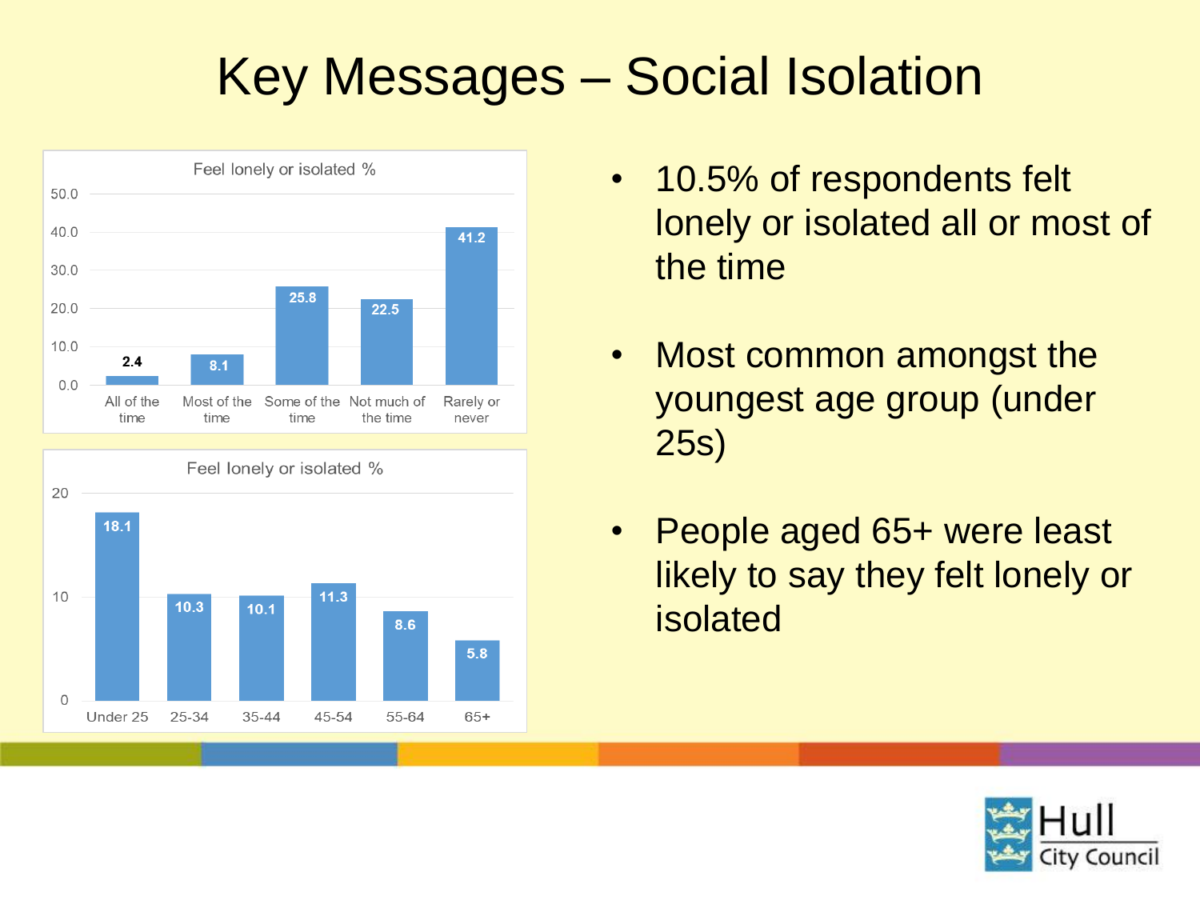# Key Messages – Social Isolation

**Feel lonely or isolated %**

| All of the time | Most of the time | Some of the time | Not much of the time | Rarely or never |
|---|---|---|---|---|
| 2.4 | 8.1 | 25.8 | 22.5 | 41.2 |

**Feel lonely or isolated %**

| Under 25 | 25-34 | 35-44 | 45-54 | 55-64 | 65+ |
|---|---|---|---|---|---|
| 18.1 | 10.3 | 10.1 | 11.3 | 8.6 | 5.8 |

- 10.5% of respondents felt lonely or isolated all or most of the time
- Most common amongst the youngest age group (under 25s)
- People aged 65+ were least likely to say they felt lonely or isolated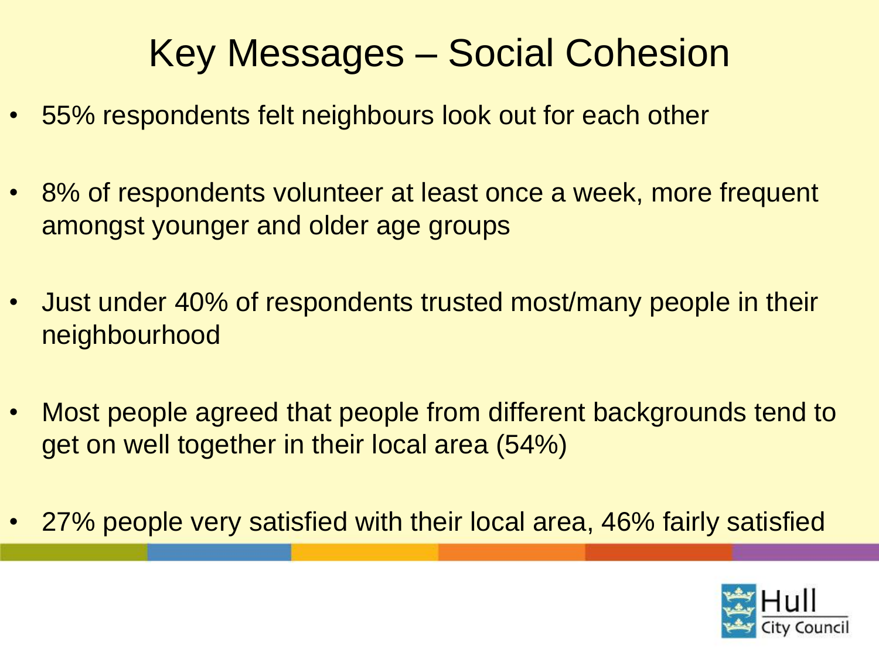# Key Messages – Social Cohesion

- 55% respondents felt neighbours look out for each other
- 8% of respondents volunteer at least once a week, more frequent amongst younger and older age groups
- Just under 40% of respondents trusted most/many people in their neighbourhood
- Most people agreed that people from different backgrounds tend to get on well together in their local area (54%)
- 27% people very satisfied with their local area, 46% fairly satisfied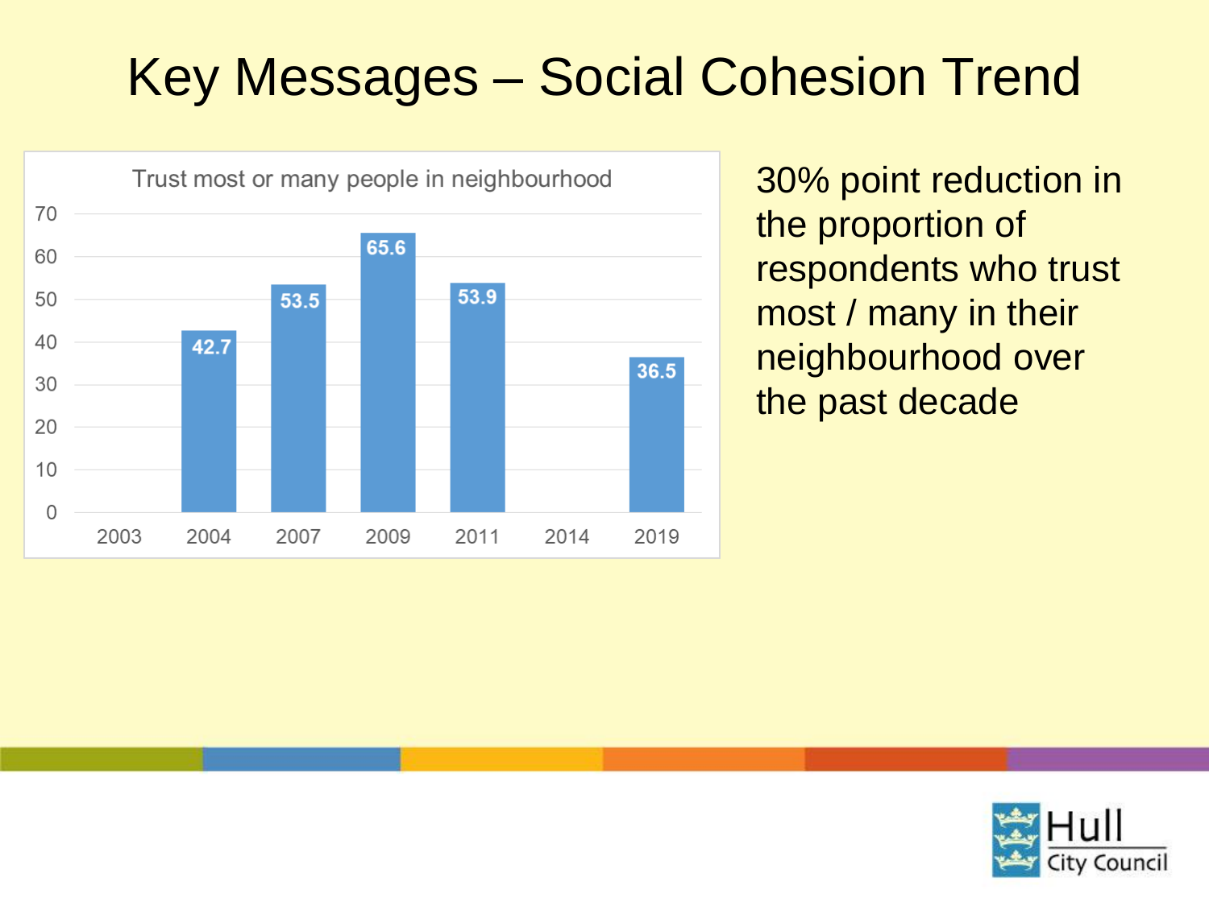# Key Messages – Social Cohesion Trend

Trust most or many people in neighbourhood

| Year | Value |
| --- | --- |
| 2003 | |
| 2004 | 42.7 |
| 2007 | 53.5 |
| 2009 | 65.6 |
| 2011 | 53.9 |
| 2014 | |
| 2019 | 36.5 |

30% point reduction in the proportion of respondents who trust most / many in their neighbourhood over the past decade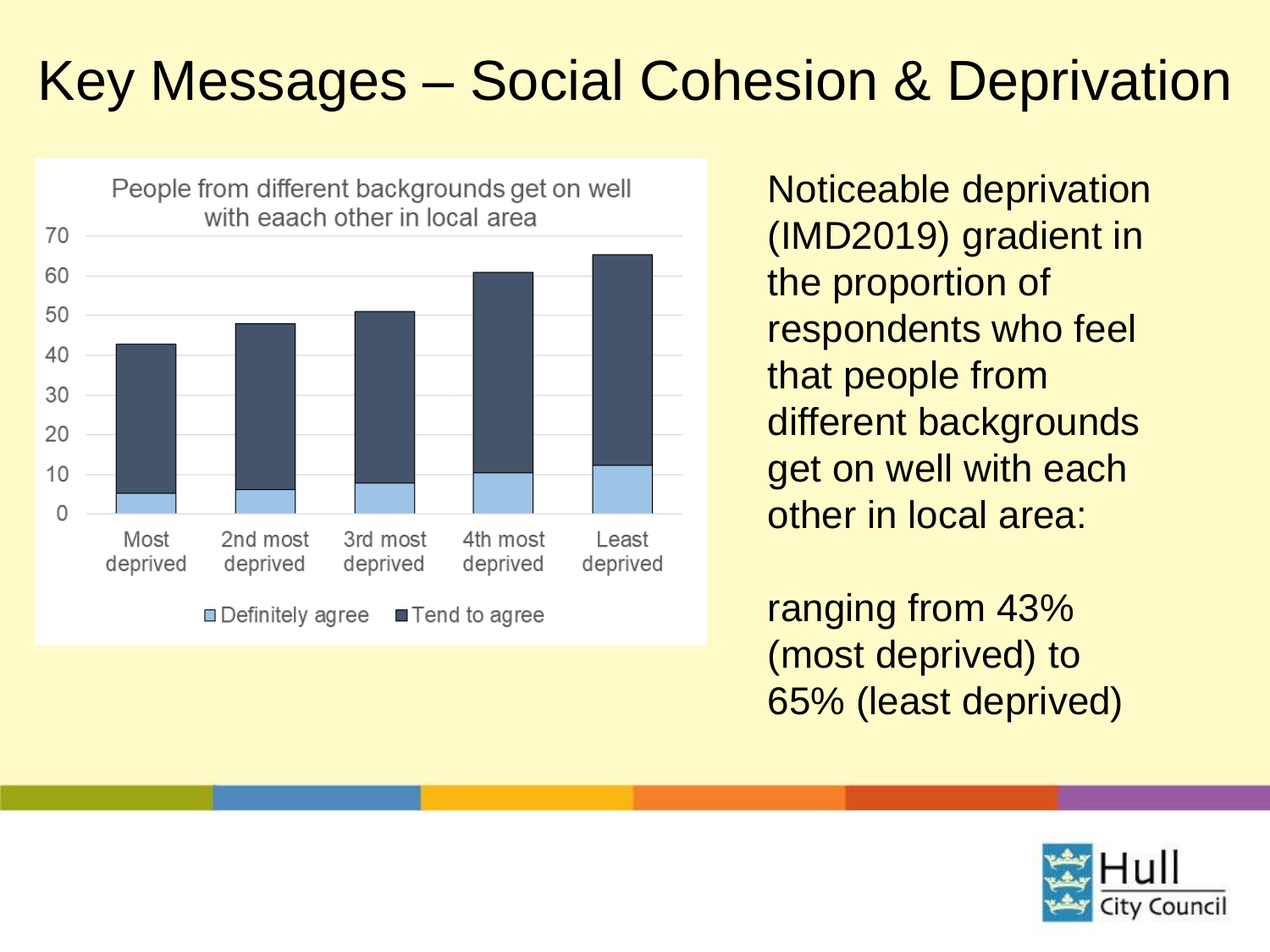# Key Messages – Social Cohesion & Deprivation

People from different backgrounds get on well with eaach other in local area

Noticeable deprivation (IMD2019) gradient in the proportion of respondents who feel that people from different backgrounds get on well with each other in local area:

ranging from 43% (most deprived) to 65% (least deprived)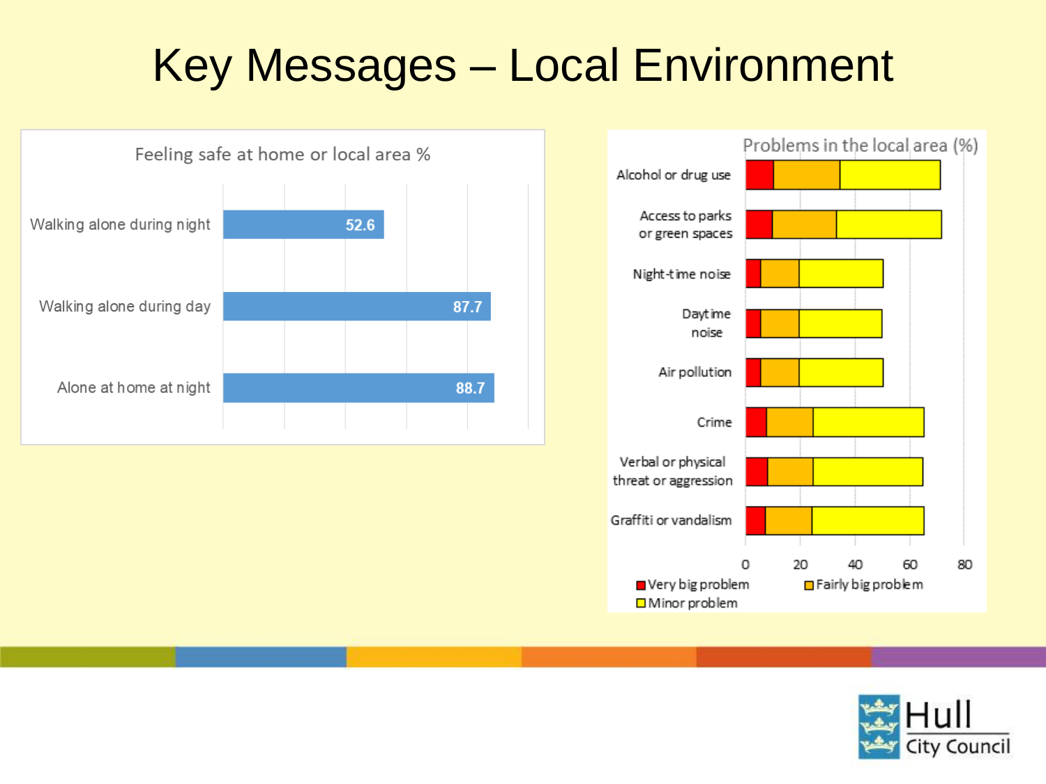# Key Messages – Local Environment

**Feeling safe at home or local area %**

| Category | % |
|---|---|
| Walking alone during night | 52.6 |
| Walking alone during day | 87.7 |
| Alone at home at night | 88.7 |

**Problems in the local area (%)**

- Alcohol or drug use
- Access to parks or green spaces
- Night-time noise
- Daytime noise
- Air pollution
- Crime
- Verbal or physical threat or aggression
- Graffiti or vandalism

Axis: 0, 20, 40, 60, 80

Legend: Very big problem; Fairly big problem; Minor problem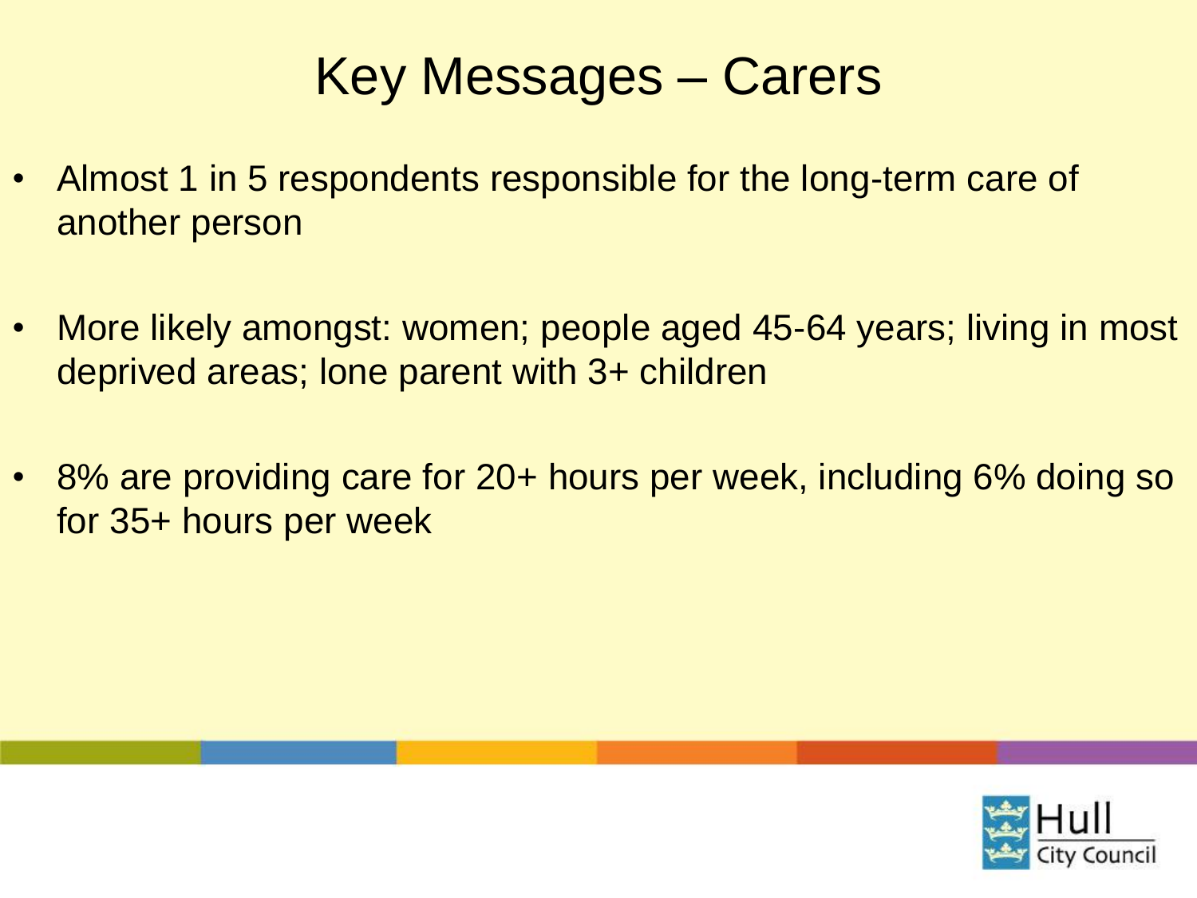# Key Messages – Carers

- Almost 1 in 5 respondents responsible for the long-term care of another person
- More likely amongst: women; people aged 45-64 years; living in most deprived areas; lone parent with 3+ children
- 8% are providing care for 20+ hours per week, including 6% doing so for 35+ hours per week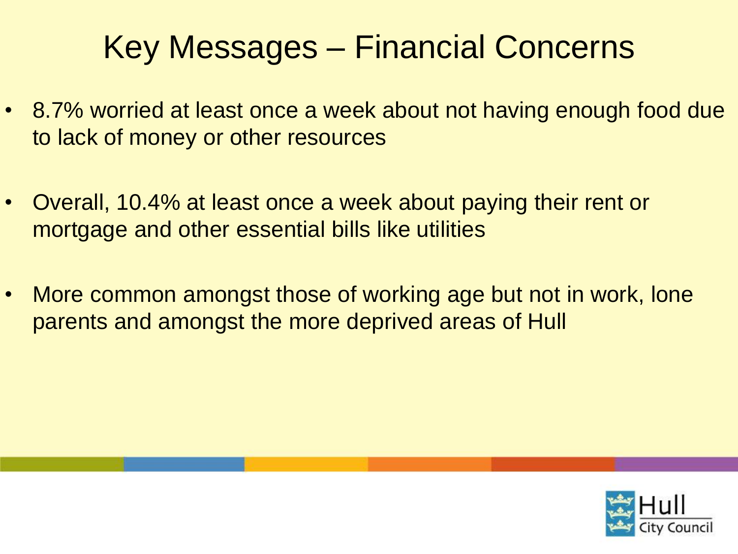# Key Messages – Financial Concerns

- 8.7% worried at least once a week about not having enough food due to lack of money or other resources
- Overall, 10.4% at least once a week about paying their rent or mortgage and other essential bills like utilities
- More common amongst those of working age but not in work, lone parents and amongst the more deprived areas of Hull

Hull City Council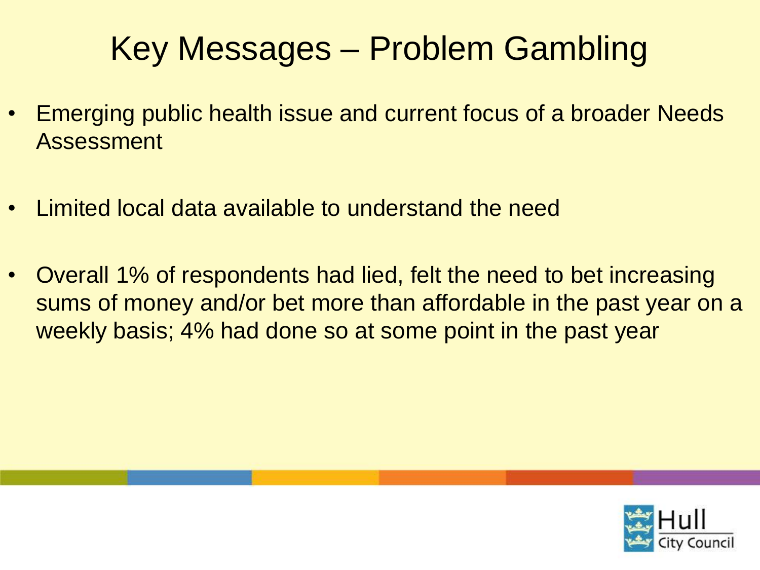# Key Messages – Problem Gambling

- Emerging public health issue and current focus of a broader Needs Assessment
- Limited local data available to understand the need
- Overall 1% of respondents had lied, felt the need to bet increasing sums of money and/or bet more than affordable in the past year on a weekly basis; 4% had done so at some point in the past year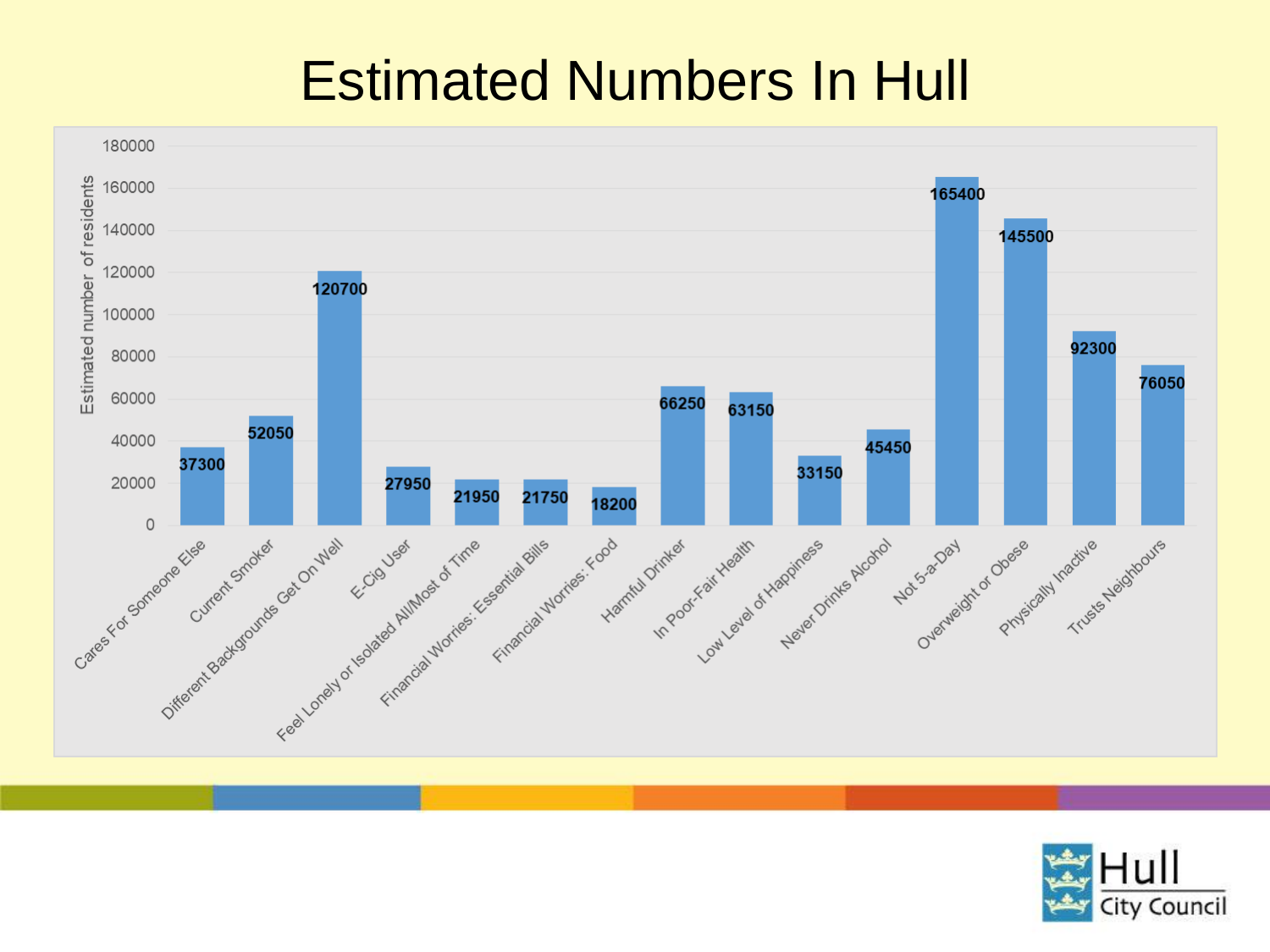# Estimated Numbers In Hull

| Category | Estimated number of residents |
| --- | --- |
| Cares For Someone Else | 37300 |
| Current Smoker | 52050 |
| Different Backgrounds Get On Well | 120700 |
| E-Cig User | 27950 |
| Feel Lonely or Isolated All/Most of Time | 21950 |
| Financial Worries: Essential Bills | 21750 |
| Financial Worries: Food | 18200 |
| Harmful Drinker | 66250 |
| In Poor-Fair Health | 63150 |
| Low Level of Happiness | 33150 |
| Never Drinks Alcohol | 45450 |
| Not 5-a-Day | 165400 |
| Overweight or Obese | 145500 |
| Physically Inactive | 92300 |
| Trusts Neighbours | 76050 |

Hull City Council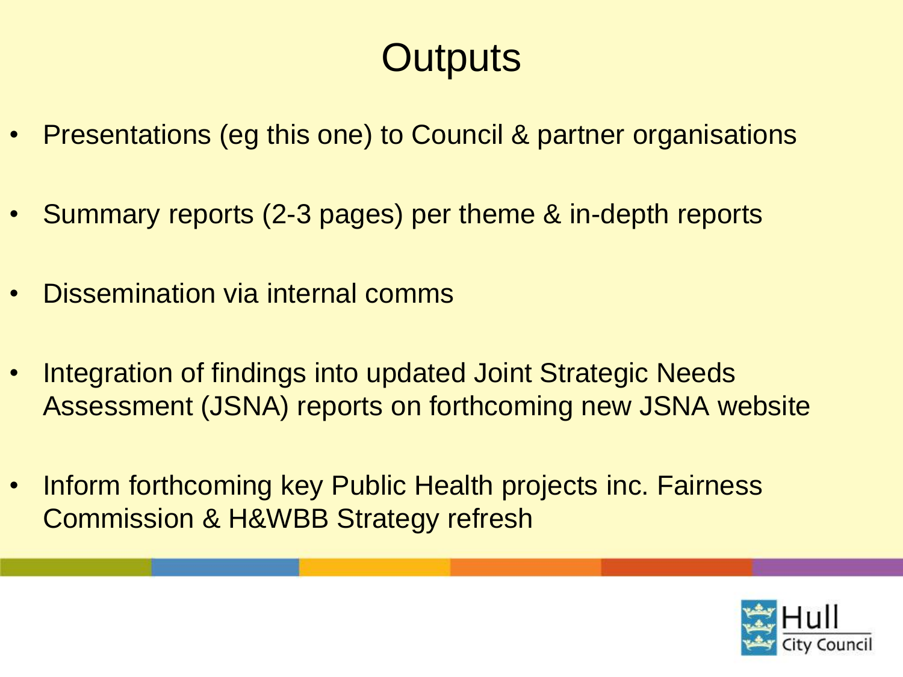# Outputs

- Presentations (eg this one) to Council & partner organisations
- Summary reports (2-3 pages) per theme & in-depth reports
- Dissemination via internal comms
- Integration of findings into updated Joint Strategic Needs Assessment (JSNA) reports on forthcoming new JSNA website
- Inform forthcoming key Public Health projects inc. Fairness Commission & H&WBB Strategy refresh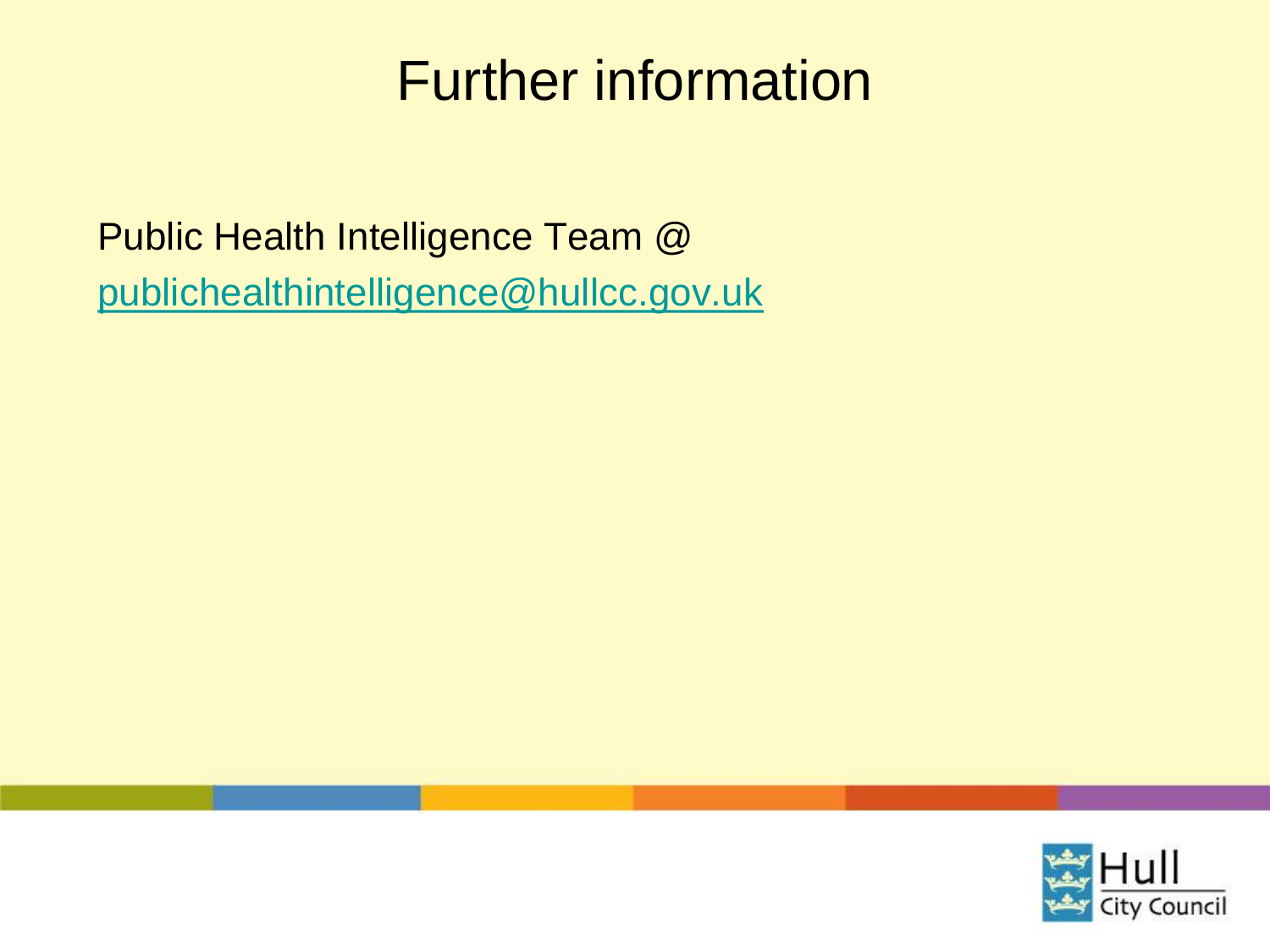# Further information

Public Health Intelligence Team @
publichealthintelligence@hullcc.gov.uk